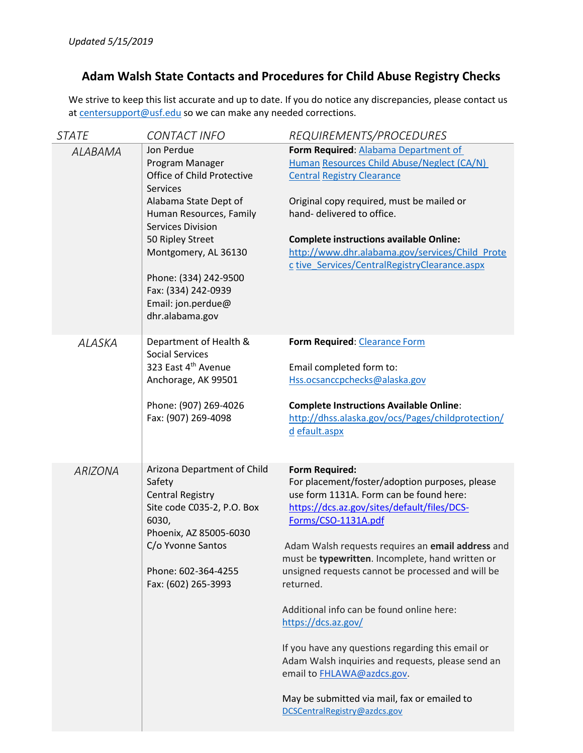*Updated 5/15/2019*

## Adam Walsh State Contacts and Procedures for Child Abuse Registry Checks

We strive to keep this list accurate and up to date. If you do notice any discrepancies, please contact us at centersupport@usf.edu so we can make any needed corrections.

| *STATE* | *CONTACT INFO* | *REQUIREMENTS/PROCEDURES* |
|---|---|---|
| *ALABAMA* | Jon Perdue<br>Program Manager<br>Office of Child Protective Services<br>Alabama State Dept of Human Resources, Family Services Division<br>50 Ripley Street<br>Montgomery, AL 36130<br><br>Phone: (334) 242-9500<br>Fax: (334) 242-0939<br>Email: jon.perdue@ dhr.alabama.gov | **Form Required**: Alabama Department of Human Resources Child Abuse/Neglect (CA/N) Central Registry Clearance<br><br>Original copy required, must be mailed or hand- delivered to office.<br><br>**Complete instructions available Online:** http://www.dhr.alabama.gov/services/Child_Protec tive_Services/CentralRegistryClearance.aspx |
| *ALASKA* | Department of Health & Social Services<br>323 East 4th Avenue<br>Anchorage, AK 99501<br><br>Phone: (907) 269-4026<br>Fax: (907) 269-4098 | **Form Required**: Clearance Form<br><br>Email completed form to: Hss.ocsanccpchecks@alaska.gov<br><br>**Complete Instructions Available Online**: http://dhss.alaska.gov/ocs/Pages/childprotection/d efault.aspx |
| *ARIZONA* | Arizona Department of Child Safety<br>Central Registry<br>Site code C035-2, P.O. Box 6030,<br>Phoenix, AZ 85005-6030<br>C/o Yvonne Santos<br><br>Phone: 602-364-4255<br>Fax: (602) 265-3993 | **Form Required:**<br>For placement/foster/adoption purposes, please use form 1131A. Form can be found here: https://dcs.az.gov/sites/default/files/DCS-Forms/CSO-1131A.pdf<br><br>Adam Walsh requests requires an **email address** and must be **typewritten**. Incomplete, hand written or unsigned requests cannot be processed and will be returned.<br><br>Additional info can be found online here: https://dcs.az.gov/<br><br>If you have any questions regarding this email or Adam Walsh inquiries and requests, please send an email to FHLAWA@azdcs.gov.<br><br>May be submitted via mail, fax or emailed to DCSCentralRegistry@azdcs.gov |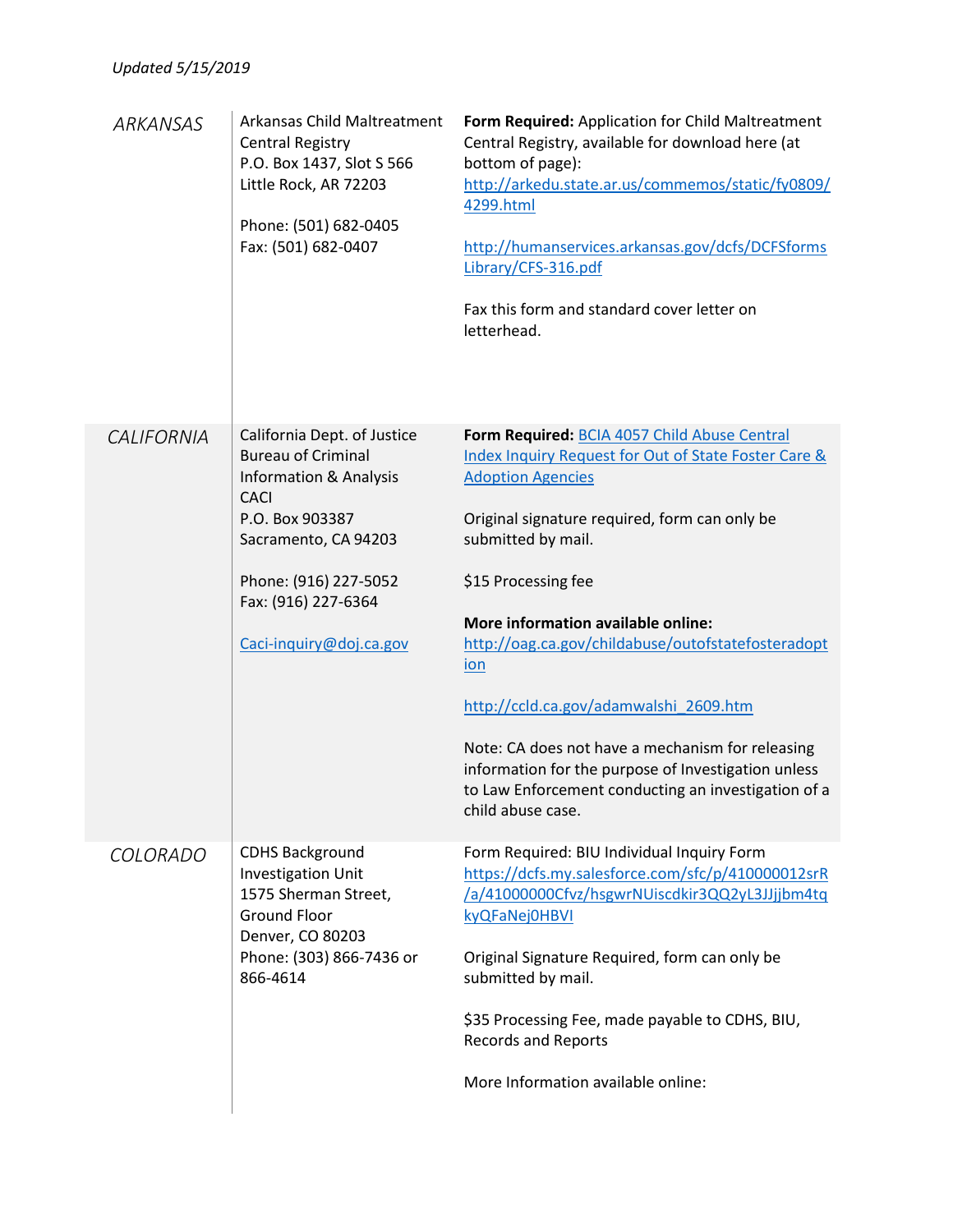*Updated 5/15/2019*

| | | |
|---|---|---|
| *ARKANSAS* | Arkansas Child Maltreatment Central Registry<br>P.O. Box 1437, Slot S 566<br>Little Rock, AR 72203<br><br>Phone: (501) 682-0405<br>Fax: (501) 682-0407 | **Form Required:** Application for Child Maltreatment Central Registry, available for download here (at bottom of page):<br>http://arkedu.state.ar.us/commemos/static/fy0809/4299.html<br><br>http://humanservices.arkansas.gov/dcfs/DCFSformsLibrary/CFS-316.pdf<br><br>Fax this form and standard cover letter on letterhead. |
| *CALIFORNIA* | California Dept. of Justice<br>Bureau of Criminal Information & Analysis<br>CACI<br>P.O. Box 903387<br>Sacramento, CA 94203<br><br>Phone: (916) 227-5052<br>Fax: (916) 227-6364<br><br>Caci-inquiry@doj.ca.gov | **Form Required:** BCIA 4057 Child Abuse Central Index Inquiry Request for Out of State Foster Care & Adoption Agencies<br><br>Original signature required, form can only be submitted by mail.<br><br>$15 Processing fee<br><br>**More information available online:**<br>http://oag.ca.gov/childabuse/outofstatefosteradoption<br><br>http://ccld.ca.gov/adamwalshi_2609.htm<br><br>Note: CA does not have a mechanism for releasing information for the purpose of Investigation unless to Law Enforcement conducting an investigation of a child abuse case. |
| *COLORADO* | CDHS Background Investigation Unit<br>1575 Sherman Street, Ground Floor<br>Denver, CO 80203<br>Phone: (303) 866-7436 or 866-4614 | Form Required: BIU Individual Inquiry Form<br>https://dcfs.my.salesforce.com/sfc/p/410000012srR/a/41000000Cfvz/hsgwrNUiscdkir3QQ2yL3JJjjbm4tqkyQFaNej0HBVI<br><br>Original Signature Required, form can only be submitted by mail.<br><br>$35 Processing Fee, made payable to CDHS, BIU, Records and Reports<br><br>More Information available online: |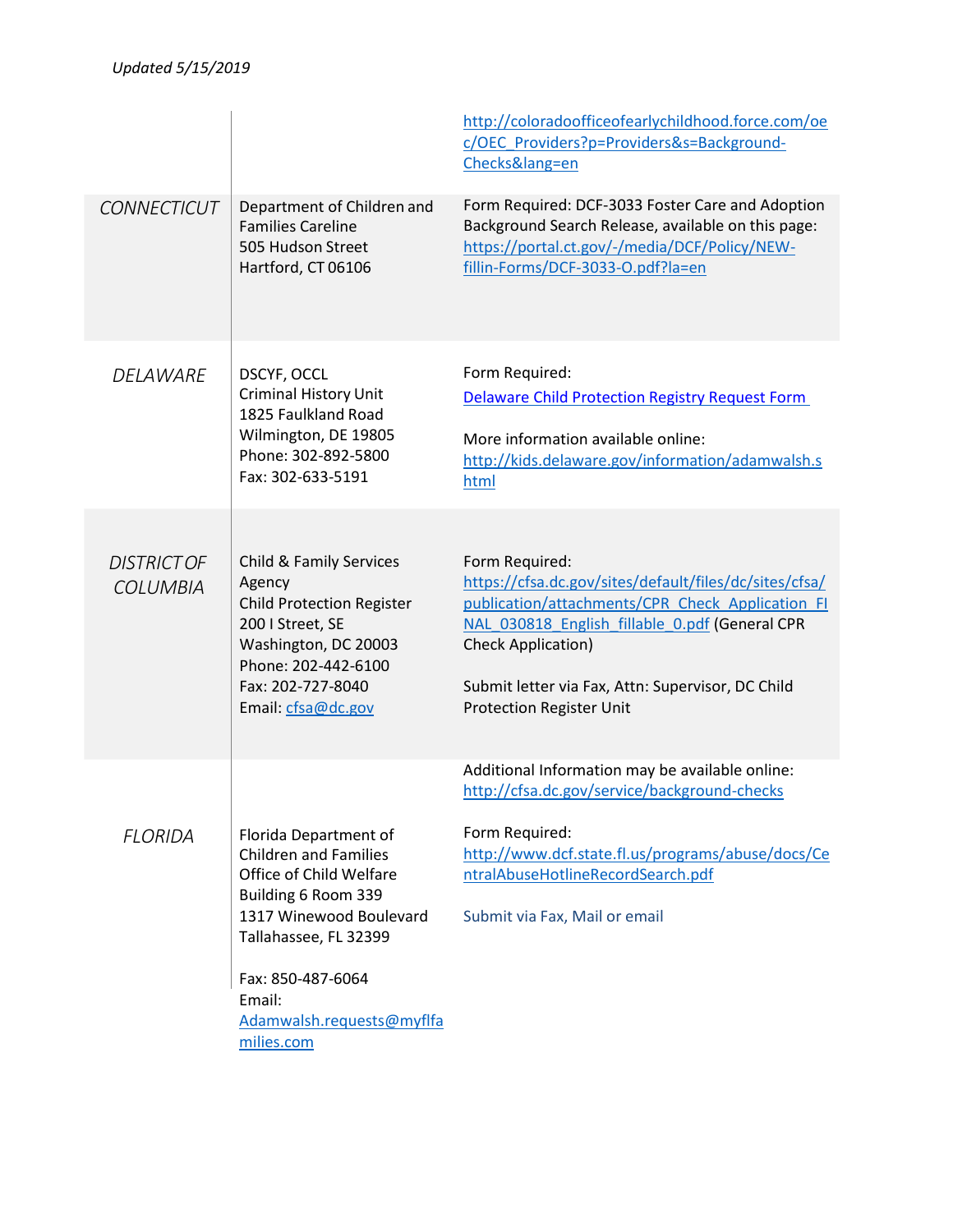Updated 5/15/2019

| | | |
|---|---|---|
| | | http://coloradoofficeofearlychildhood.force.com/oec/OEC_Providers?p=Providers&s=Background-Checks&lang=en |
| *CONNECTICUT* | Department of Children and Families Careline<br>505 Hudson Street<br>Hartford, CT 06106 | Form Required: DCF-3033 Foster Care and Adoption Background Search Release, available on this page: https://portal.ct.gov/-/media/DCF/Policy/NEW-fillin-Forms/DCF-3033-O.pdf?la=en |
| *DELAWARE* | DSCYF, OCCL<br>Criminal History Unit<br>1825 Faulkland Road<br>Wilmington, DE 19805<br>Phone: 302-892-5800<br>Fax: 302-633-5191 | Form Required:<br>Delaware Child Protection Registry Request Form<br><br>More information available online:<br>http://kids.delaware.gov/information/adamwalsh.shtml |
| *DISTRICT OF COLUMBIA* | Child & Family Services Agency<br>Child Protection Register<br>200 I Street, SE<br>Washington, DC 20003<br>Phone: 202-442-6100<br>Fax: 202-727-8040<br>Email: cfsa@dc.gov | Form Required:<br>https://cfsa.dc.gov/sites/default/files/dc/sites/cfsa/publication/attachments/CPR_Check_Application_FINAL_030818_English_fillable_0.pdf (General CPR Check Application)<br><br>Submit letter via Fax, Attn: Supervisor, DC Child Protection Register Unit<br><br>Additional Information may be available online:<br>http://cfsa.dc.gov/service/background-checks |
| *FLORIDA* | Florida Department of Children and Families<br>Office of Child Welfare<br>Building 6 Room 339<br>1317 Winewood Boulevard<br>Tallahassee, FL 32399<br><br>Fax: 850-487-6064<br>Email:<br>Adamwalsh.requests@myflfamilies.com | Form Required:<br>http://www.dcf.state.fl.us/programs/abuse/docs/CentralAbuseHotlineRecordSearch.pdf<br><br>Submit via Fax, Mail or email |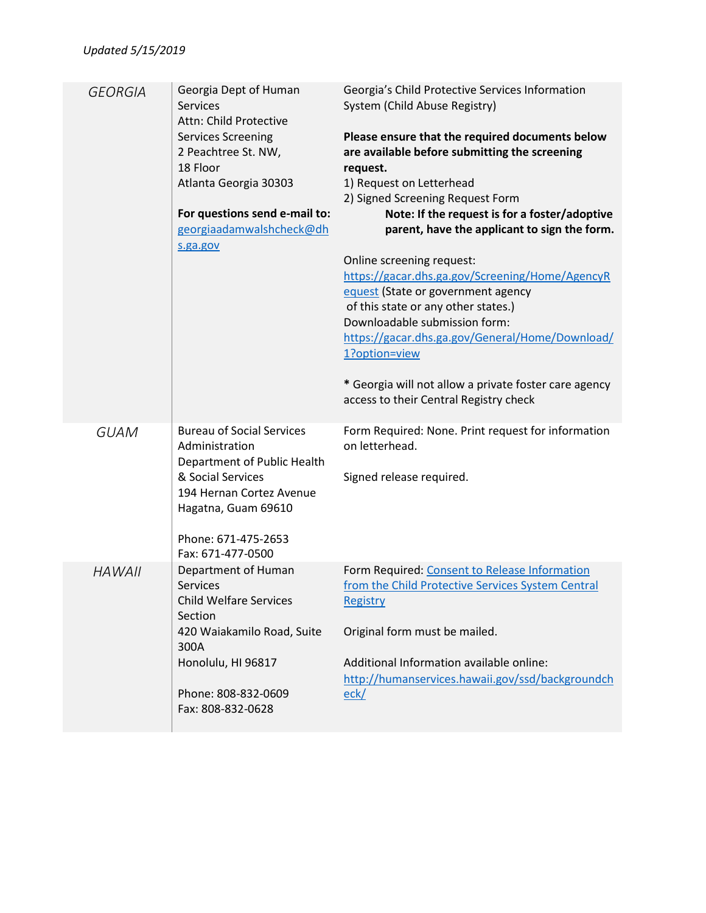*Updated 5/15/2019*

| | | |
|---|---|---|
| *GEORGIA* | Georgia Dept of Human Services<br>Attn: Child Protective Services Screening<br>2 Peachtree St. NW,<br>18 Floor<br>Atlanta Georgia 30303<br><br>**For questions send e-mail to:**<br>[georgiaadamwalshcheck@dhs.ga.gov](mailto:georgiaadamwalshcheck@dhs.ga.gov) | Georgia's Child Protective Services Information System (Child Abuse Registry)<br><br>**Please ensure that the required documents below are available before submitting the screening request.**<br>1) Request on Letterhead<br>2) Signed Screening Request Form<br>**Note: If the request is for a foster/adoptive parent, have the applicant to sign the form.**<br><br>Online screening request:<br>[https://gacar.dhs.ga.gov/Screening/Home/AgencyRequest](https://gacar.dhs.ga.gov/Screening/Home/AgencyRequest) (State or government agency of this state or any other states.)<br>Downloadable submission form:<br>[https://gacar.dhs.ga.gov/General/Home/Download/1?option=view](https://gacar.dhs.ga.gov/General/Home/Download/1?option=view)<br><br>* Georgia will not allow a private foster care agency access to their Central Registry check |
| *GUAM* | Bureau of Social Services Administration<br>Department of Public Health & Social Services<br>194 Hernan Cortez Avenue<br>Hagatna, Guam 69610<br><br>Phone: 671-475-2653<br>Fax: 671-477-0500 | Form Required: None. Print request for information on letterhead.<br><br>Signed release required. |
| *HAWAII* | Department of Human Services<br>Child Welfare Services Section<br>420 Waiakamilo Road, Suite 300A<br>Honolulu, HI 96817<br><br>Phone: 808-832-0609<br>Fax: 808-832-0628 | Form Required: Consent to Release Information from the Child Protective Services System Central Registry<br><br>Original form must be mailed.<br><br>Additional Information available online:<br>[http://humanservices.hawaii.gov/ssd/backgroundcheck/](http://humanservices.hawaii.gov/ssd/backgroundcheck/) |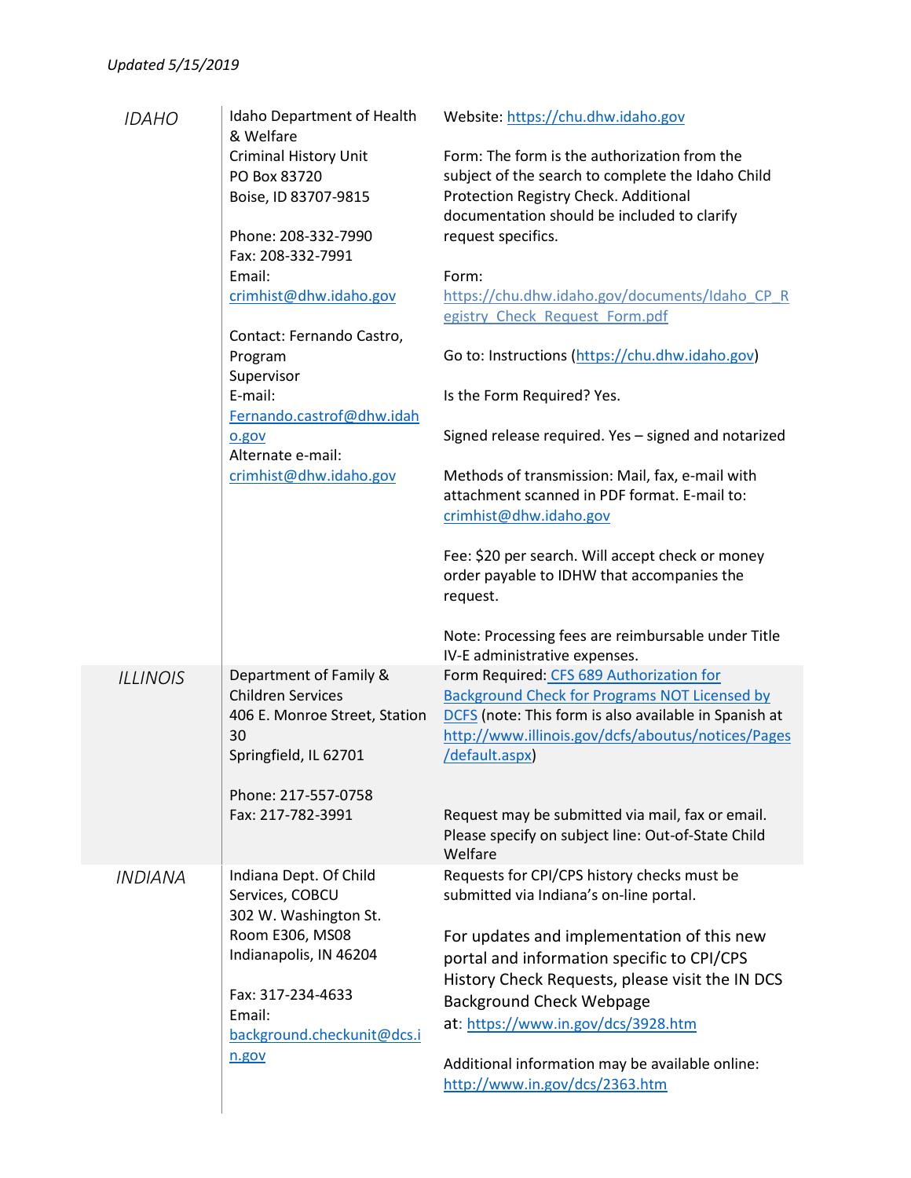Updated 5/15/2019

| | | |
|---|---|---|
| IDAHO | Idaho Department of Health & Welfare<br>Criminal History Unit<br>PO Box 83720<br>Boise, ID 83707-9815<br><br>Phone: 208-332-7990<br>Fax: 208-332-7991<br>Email: crimhist@dhw.idaho.gov<br><br>Contact: Fernando Castro, Program Supervisor<br>E-mail: Fernando.castrof@dhw.idaho.gov<br>Alternate e-mail: crimhist@dhw.idaho.gov | Website: https://chu.dhw.idaho.gov<br><br>Form: The form is the authorization from the subject of the search to complete the Idaho Child Protection Registry Check. Additional documentation should be included to clarify request specifics.<br><br>Form: https://chu.dhw.idaho.gov/documents/Idaho_CP_Registry_Check_Request_Form.pdf<br><br>Go to: Instructions (https://chu.dhw.idaho.gov)<br><br>Is the Form Required? Yes.<br><br>Signed release required. Yes – signed and notarized<br><br>Methods of transmission: Mail, fax, e-mail with attachment scanned in PDF format. E-mail to: crimhist@dhw.idaho.gov<br><br>Fee: $20 per search. Will accept check or money order payable to IDHW that accompanies the request.<br><br>Note: Processing fees are reimbursable under Title IV-E administrative expenses. |
| ILLINOIS | Department of Family & Children Services<br>406 E. Monroe Street, Station 30<br>Springfield, IL 62701<br><br>Phone: 217-557-0758<br>Fax: 217-782-3991 | Form Required: CFS 689 Authorization for Background Check for Programs NOT Licensed by DCFS (note: This form is also available in Spanish at http://www.illinois.gov/dcfs/aboutus/notices/Pages/default.aspx)<br><br>Request may be submitted via mail, fax or email. Please specify on subject line: Out-of-State Child Welfare |
| INDIANA | Indiana Dept. Of Child Services, COBCU<br>302 W. Washington St.<br>Room E306, MS08<br>Indianapolis, IN 46204<br><br>Fax: 317-234-4633<br>Email: background.checkunit@dcs.in.gov | Requests for CPI/CPS history checks must be submitted via Indiana's on-line portal.<br><br>For updates and implementation of this new portal and information specific to CPI/CPS History Check Requests, please visit the IN DCS Background Check Webpage at: https://www.in.gov/dcs/3928.htm<br><br>Additional information may be available online: http://www.in.gov/dcs/2363.htm |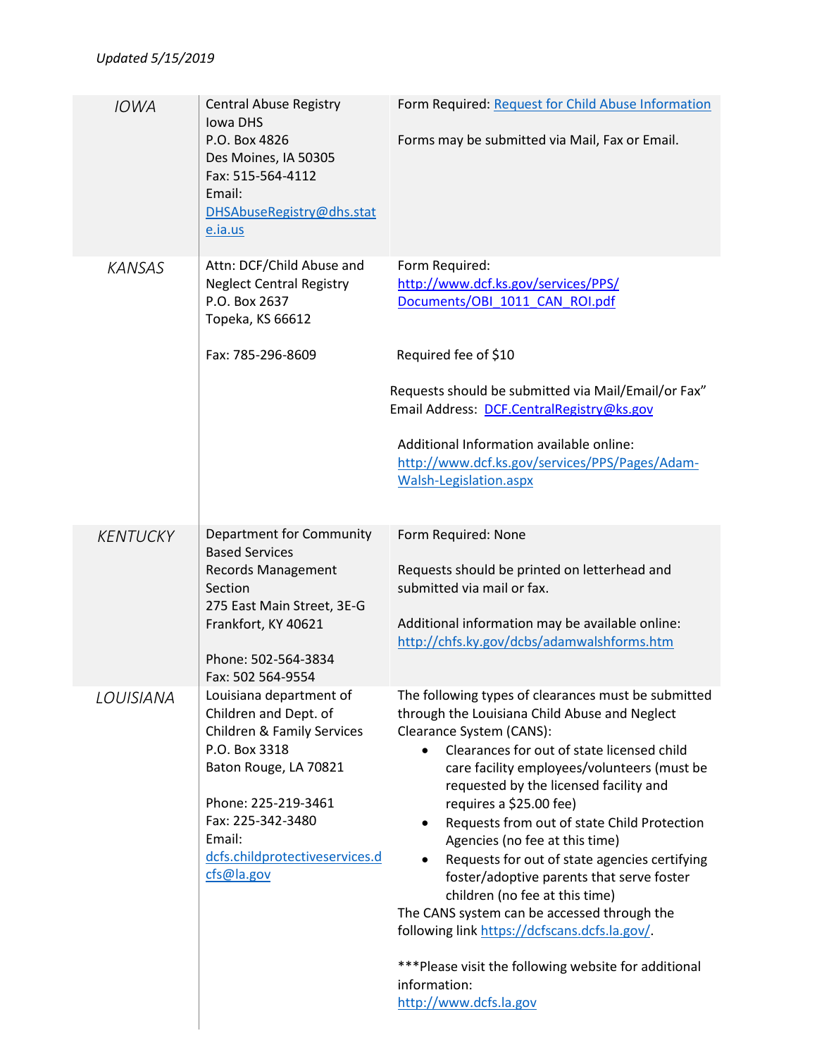*Updated 5/15/2019*

| | | |
|---|---|---|
| *IOWA* | Central Abuse Registry<br>Iowa DHS<br>P.O. Box 4826<br>Des Moines, IA 50305<br>Fax: 515-564-4112<br>Email:<br>DHSAbuseRegistry@dhs.state.ia.us | Form Required: Request for Child Abuse Information<br><br>Forms may be submitted via Mail, Fax or Email. |
| *KANSAS* | Attn: DCF/Child Abuse and Neglect Central Registry<br>P.O. Box 2637<br>Topeka, KS 66612<br><br>Fax: 785-296-8609 | Form Required:<br>http://www.dcf.ks.gov/services/PPS/Documents/OBI_1011_CAN_ROI.pdf<br><br>Required fee of $10<br><br>Requests should be submitted via Mail/Email/or Fax"<br>Email Address: DCF.CentralRegistry@ks.gov<br><br>Additional Information available online:<br>http://www.dcf.ks.gov/services/PPS/Pages/Adam-Walsh-Legislation.aspx |
| *KENTUCKY* | Department for Community Based Services<br>Records Management Section<br>275 East Main Street, 3E-G<br>Frankfort, KY 40621<br><br>Phone: 502-564-3834<br>Fax: 502 564-9554 | Form Required: None<br><br>Requests should be printed on letterhead and submitted via mail or fax.<br><br>Additional information may be available online:<br>http://chfs.ky.gov/dcbs/adamwalshforms.htm |
| *LOUISIANA* | Louisiana department of Children and Dept. of Children & Family Services<br>P.O. Box 3318<br>Baton Rouge, LA 70821<br><br>Phone: 225-219-3461<br>Fax: 225-342-3480<br>Email:<br>dcfs.childprotectiveservices.dcfs@la.gov | The following types of clearances must be submitted through the Louisiana Child Abuse and Neglect Clearance System (CANS):<br>• Clearances for out of state licensed child care facility employees/volunteers (must be requested by the licensed facility and requires a $25.00 fee)<br>• Requests from out of state Child Protection Agencies (no fee at this time)<br>• Requests for out of state agencies certifying foster/adoptive parents that serve foster children (no fee at this time)<br>The CANS system can be accessed through the following link https://dcfscans.dcfs.la.gov/.<br><br>***Please visit the following website for additional information:<br>http://www.dcfs.la.gov |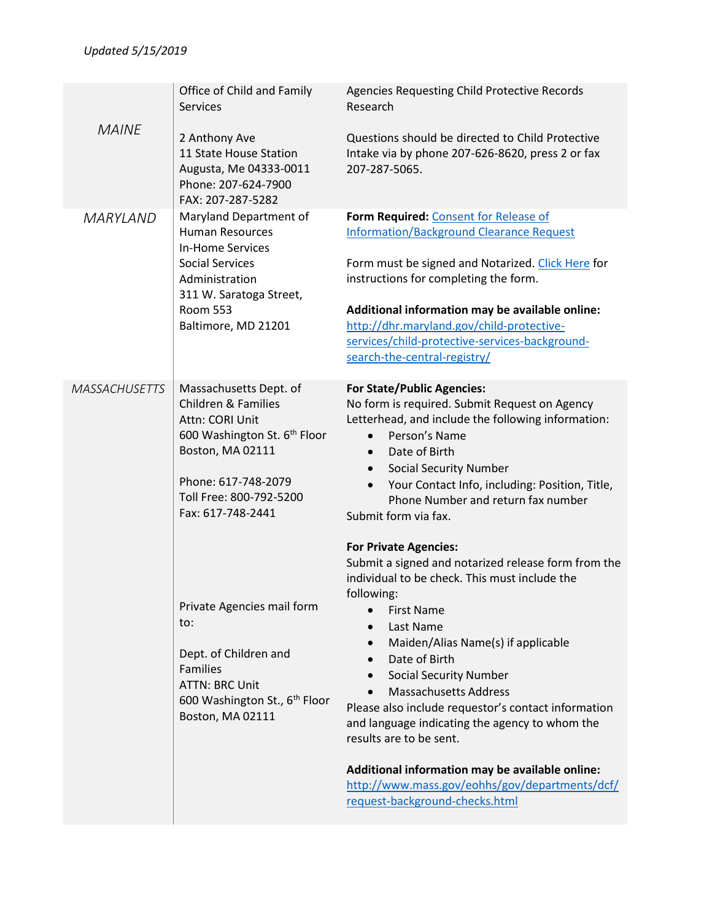*Updated 5/15/2019*

| | | |
|---|---|---|
| *MAINE* | Office of Child and Family Services<br><br>2 Anthony Ave<br>11 State House Station<br>Augusta, Me 04333-0011<br>Phone: 207-624-7900<br>FAX: 207-287-5282 | Agencies Requesting Child Protective Records Research<br><br>Questions should be directed to Child Protective Intake via by phone 207-626-8620, press 2 or fax 207-287-5065. |
| *MARYLAND* | Maryland Department of Human Resources<br>In-Home Services<br>Social Services Administration<br>311 W. Saratoga Street, Room 553<br>Baltimore, MD 21201 | **Form Required:** Consent for Release of Information/Background Clearance Request<br><br>Form must be signed and Notarized. Click Here for instructions for completing the form.<br><br>**Additional information may be available online:** http://dhr.maryland.gov/child-protective-services/child-protective-services-background-search-the-central-registry/ |
| *MASSACHUSETTS* | Massachusetts Dept. of Children & Families<br>Attn: CORI Unit<br>600 Washington St. 6th Floor<br>Boston, MA 02111<br><br>Phone: 617-748-2079<br>Toll Free: 800-792-5200<br>Fax: 617-748-2441<br><br>Private Agencies mail form to:<br><br>Dept. of Children and Families<br>ATTN: BRC Unit<br>600 Washington St., 6th Floor<br>Boston, MA 02111 | **For State/Public Agencies:**<br>No form is required. Submit Request on Agency Letterhead, and include the following information:<br>• Person's Name<br>• Date of Birth<br>• Social Security Number<br>• Your Contact Info, including: Position, Title, Phone Number and return fax number<br>Submit form via fax.<br><br>**For Private Agencies:**<br>Submit a signed and notarized release form from the individual to be check. This must include the following:<br>• First Name<br>• Last Name<br>• Maiden/Alias Name(s) if applicable<br>• Date of Birth<br>• Social Security Number<br>• Massachusetts Address<br>Please also include requestor's contact information and language indicating the agency to whom the results are to be sent.<br><br>**Additional information may be available online:** http://www.mass.gov/eohhs/gov/departments/dcf/request-background-checks.html |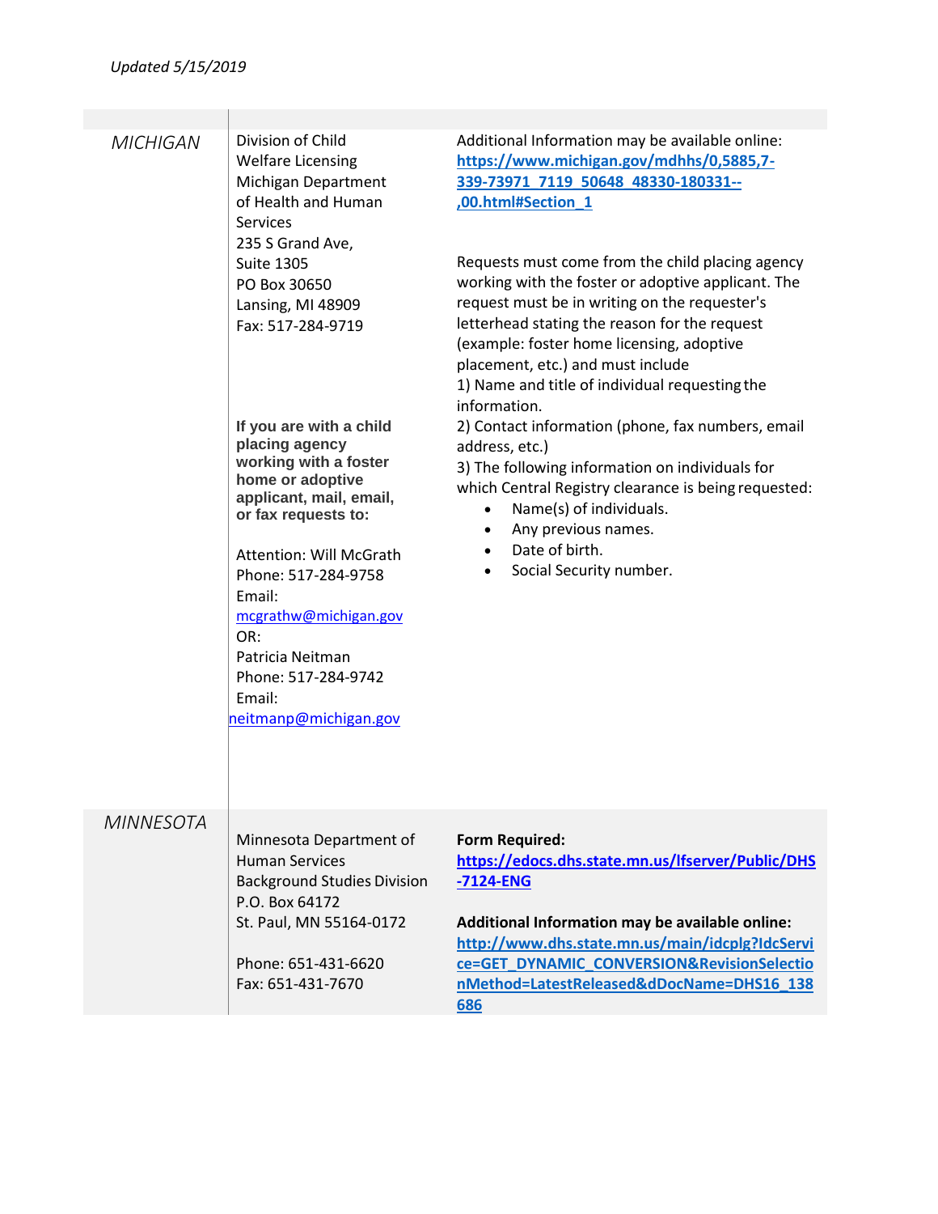*Updated 5/15/2019*

| | | |
|---|---|---|
| *MICHIGAN* | Division of Child Welfare Licensing<br>Michigan Department of Health and Human Services<br>235 S Grand Ave, Suite 1305<br>PO Box 30650<br>Lansing, MI 48909<br>Fax: 517-284-9719<br><br>**If you are with a child placing agency working with a foster home or adoptive applicant, mail, email, or fax requests to:**<br><br>Attention: Will McGrath<br>Phone: 517-284-9758<br>Email:<br>mcgrathw@michigan.gov<br>OR:<br>Patricia Neitman<br>Phone: 517-284-9742<br>Email:<br>neitmanp@michigan.gov | Additional Information may be available online:<br>**https://www.michigan.gov/mdhhs/0,5885,7-339-73971_7119_50648_48330-180331--,00.html#Section_1**<br><br>Requests must come from the child placing agency working with the foster or adoptive applicant. The request must be in writing on the requester's letterhead stating the reason for the request (example: foster home licensing, adoptive placement, etc.) and must include<br>1) Name and title of individual requesting the information.<br>2) Contact information (phone, fax numbers, email address, etc.)<br>3) The following information on individuals for which Central Registry clearance is being requested:<br>• Name(s) of individuals.<br>• Any previous names.<br>• Date of birth.<br>• Social Security number. |
| *MINNESOTA* | Minnesota Department of Human Services<br>Background Studies Division<br>P.O. Box 64172<br>St. Paul, MN 55164-0172<br><br>Phone: 651-431-6620<br>Fax: 651-431-7670 | **Form Required:**<br>**https://edocs.dhs.state.mn.us/lfserver/Public/DHS-7124-ENG**<br><br>**Additional Information may be available online:**<br>**http://www.dhs.state.mn.us/main/idcplg?IdcService=GET_DYNAMIC_CONVERSION&RevisionSelectionMethod=LatestReleased&dDocName=DHS16_138686** |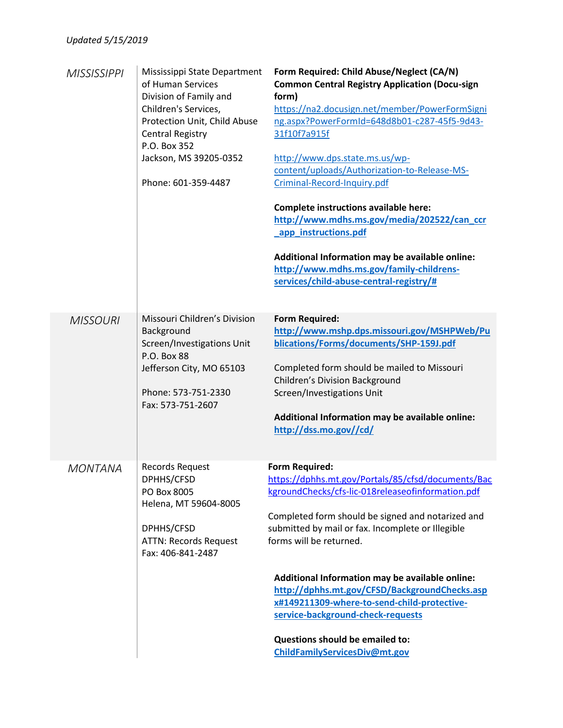*Updated 5/15/2019*

| | | |
|---|---|---|
| *MISSISSIPPI* | Mississippi State Department of Human Services Division of Family and Children's Services, Protection Unit, Child Abuse Central Registry<br>P.O. Box 352<br>Jackson, MS 39205-0352<br><br>Phone: 601-359-4487 | **Form Required: Child Abuse/Neglect (CA/N) Common Central Registry Application (Docu-sign form)**<br>https://na2.docusign.net/member/PowerFormSigning.aspx?PowerFormId=648d8b01-c287-45f5-9d43-31f10f7a915f<br><br>http://www.dps.state.ms.us/wp-content/uploads/Authorization-to-Release-MS-Criminal-Record-Inquiry.pdf<br><br>**Complete instructions available here:**<br>**http://www.mdhs.ms.gov/media/202522/can_ccr_app_instructions.pdf**<br><br>**Additional Information may be available online:**<br>**http://www.mdhs.ms.gov/family-childrens-services/child-abuse-central-registry/#** |
| *MISSOURI* | Missouri Children's Division Background Screen/Investigations Unit<br>P.O. Box 88<br>Jefferson City, MO 65103<br><br>Phone: 573-751-2330<br>Fax: 573-751-2607 | **Form Required:**<br>**http://www.mshp.dps.missouri.gov/MSHPWeb/Publications/Forms/documents/SHP-159J.pdf**<br><br>Completed form should be mailed to Missouri Children's Division Background Screen/Investigations Unit<br><br>**Additional Information may be available online:**<br>**http://dss.mo.gov//cd/** |
| *MONTANA* | Records Request<br>DPHHS/CFSD<br>PO Box 8005<br>Helena, MT 59604-8005<br><br>DPHHS/CFSD<br>ATTN: Records Request<br>Fax: 406-841-2487 | **Form Required:**<br>https://dphhs.mt.gov/Portals/85/cfsd/documents/BackgroundChecks/cfs-lic-018releaseofinformation.pdf<br><br>Completed form should be signed and notarized and submitted by mail or fax. Incomplete or Illegible forms will be returned.<br><br>**Additional Information may be available online:**<br>**http://dphhs.mt.gov/CFSD/BackgroundChecks.aspx#149211309-where-to-send-child-protective-service-background-check-requests**<br><br>**Questions should be emailed to:**<br>**ChildFamilyServicesDiv@mt.gov** |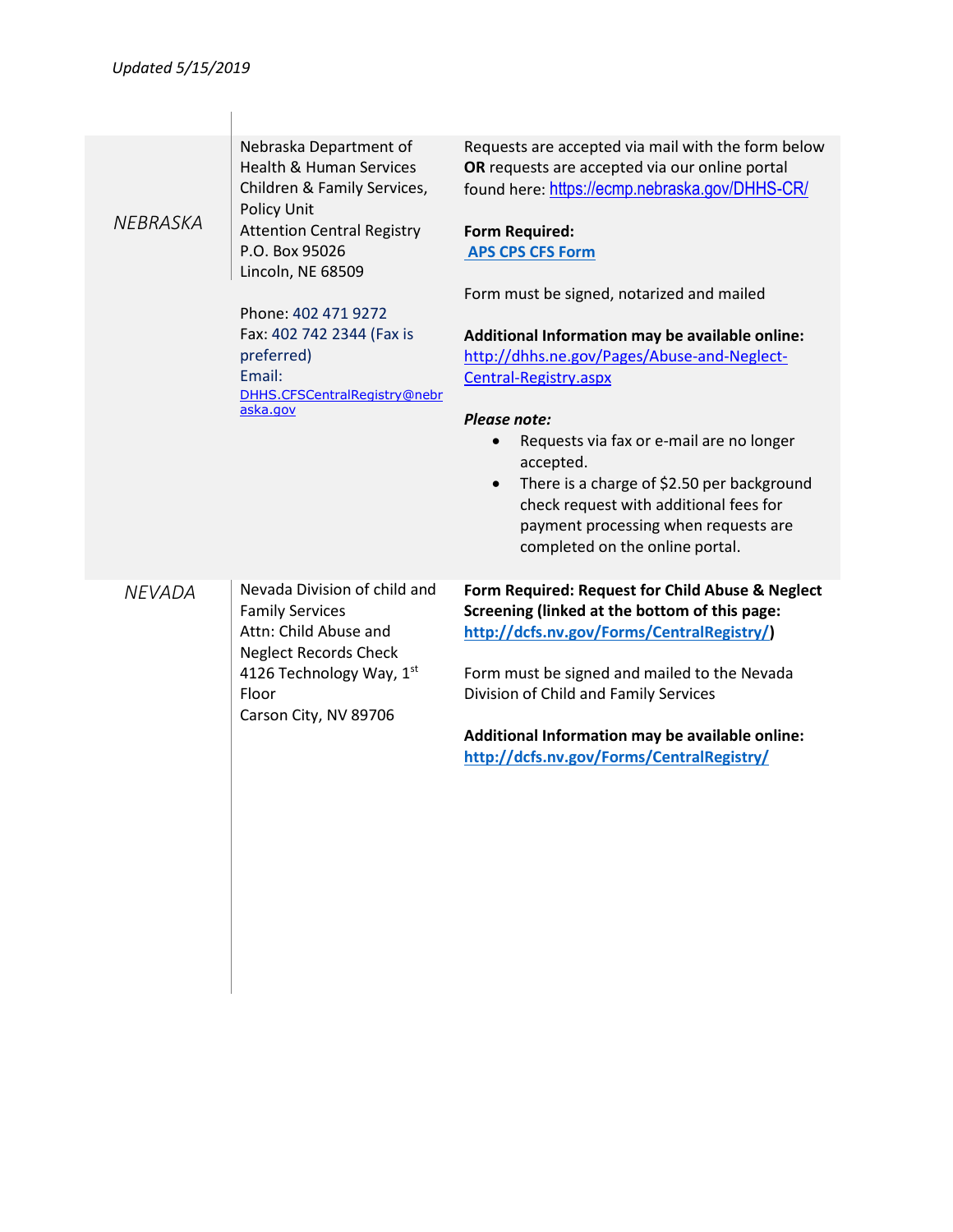Updated 5/15/2019

| | | |
|---|---|---|
| *NEBRASKA* | Nebraska Department of Health & Human Services<br>Children & Family Services, Policy Unit<br>Attention Central Registry<br>P.O. Box 95026<br>Lincoln, NE 68509<br><br>Phone: 402 471 9272<br>Fax: 402 742 2344 (Fax is preferred)<br>Email: DHHS.CFSCentralRegistry@nebraska.gov | Requests are accepted via mail with the form below **OR** requests are accepted via our online portal found here: https://ecmp.nebraska.gov/DHHS-CR/<br><br>**Form Required:**<br>**APS CPS CFS Form**<br><br>Form must be signed, notarized and mailed<br><br>**Additional Information may be available online:**<br>http://dhhs.ne.gov/Pages/Abuse-and-Neglect-Central-Registry.aspx<br><br>***Please note:***<br>• Requests via fax or e-mail are no longer accepted.<br>• There is a charge of $2.50 per background check request with additional fees for payment processing when requests are completed on the online portal. |
| *NEVADA* | Nevada Division of child and Family Services<br>Attn: Child Abuse and Neglect Records Check<br>4126 Technology Way, 1st Floor<br>Carson City, NV 89706 | **Form Required: Request for Child Abuse & Neglect Screening (linked at the bottom of this page: http://dcfs.nv.gov/Forms/CentralRegistry/)**<br><br>Form must be signed and mailed to the Nevada Division of Child and Family Services<br><br>**Additional Information may be available online:**<br>**http://dcfs.nv.gov/Forms/CentralRegistry/** |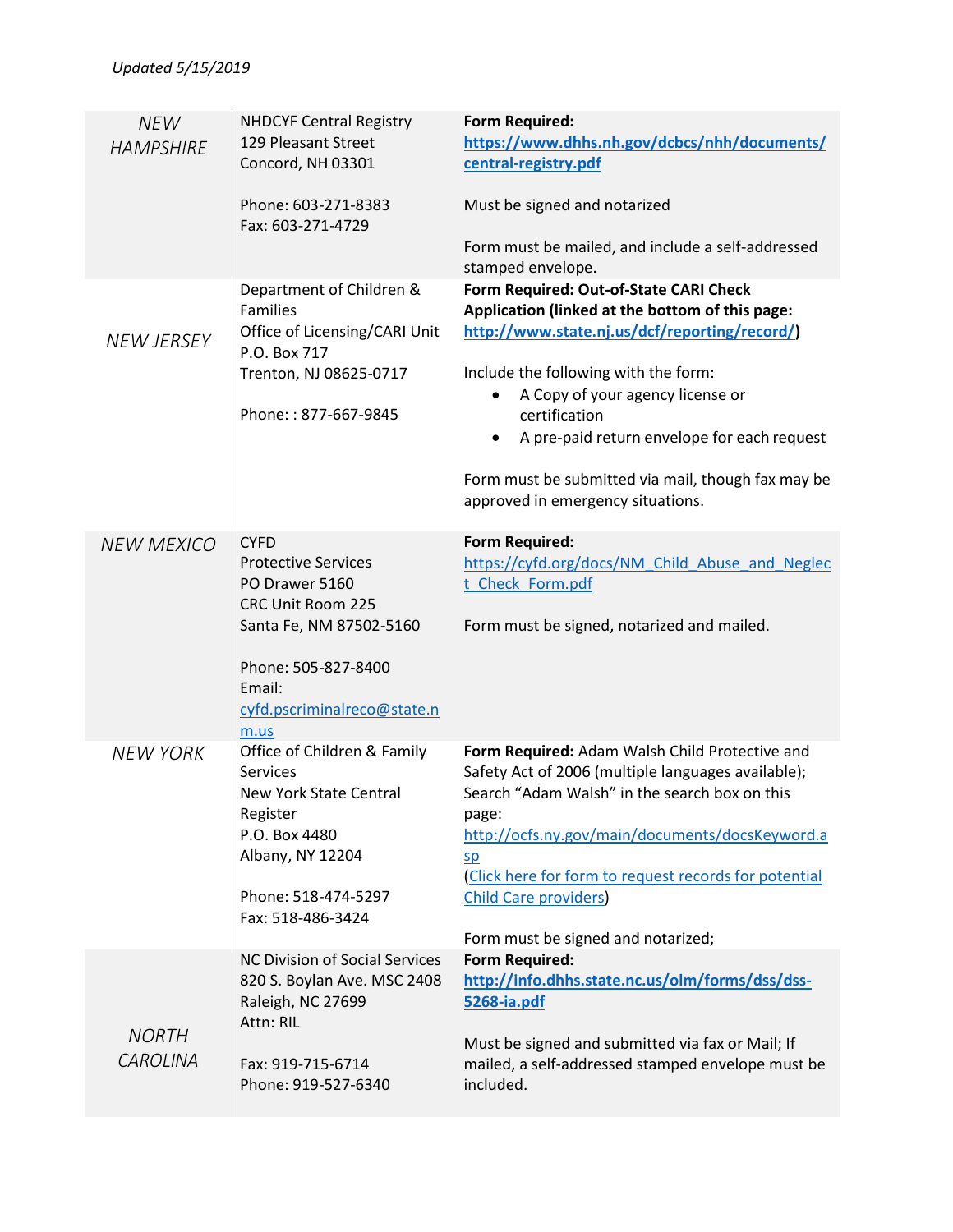*Updated 5/15/2019*

| | | |
|---|---|---|
| *NEW HAMPSHIRE* | NHDCYF Central Registry<br>129 Pleasant Street<br>Concord, NH 03301<br><br>Phone: 603-271-8383<br>Fax: 603-271-4729 | **Form Required:**<br>**https://www.dhhs.nh.gov/dcbcs/nhh/documents/central-registry.pdf**<br><br>Must be signed and notarized<br><br>Form must be mailed, and include a self-addressed stamped envelope. |
| *NEW JERSEY* | Department of Children & Families<br>Office of Licensing/CARI Unit<br>P.O. Box 717<br>Trenton, NJ 08625-0717<br><br>Phone: : 877-667-9845 | **Form Required: Out-of-State CARI Check Application (linked at the bottom of this page: http://www.state.nj.us/dcf/reporting/record/)**<br><br>Include the following with the form:<br>• A Copy of your agency license or certification<br>• A pre-paid return envelope for each request<br><br>Form must be submitted via mail, though fax may be approved in emergency situations. |
| *NEW MEXICO* | CYFD<br>Protective Services<br>PO Drawer 5160<br>CRC Unit Room 225<br>Santa Fe, NM 87502-5160<br><br>Phone: 505-827-8400<br>Email: cyfd.pscriminalreco@state.nm.us | **Form Required:**<br>https://cyfd.org/docs/NM_Child_Abuse_and_Neglect_Check_Form.pdf<br><br>Form must be signed, notarized and mailed. |
| *NEW YORK* | Office of Children & Family Services<br>New York State Central Register<br>P.O. Box 4480<br>Albany, NY 12204<br><br>Phone: 518-474-5297<br>Fax: 518-486-3424 | **Form Required:** Adam Walsh Child Protective and Safety Act of 2006 (multiple languages available); Search "Adam Walsh" in the search box on this page: http://ocfs.ny.gov/main/documents/docsKeyword.asp<br>(Click here for form to request records for potential Child Care providers)<br><br>Form must be signed and notarized; |
| *NORTH CAROLINA* | NC Division of Social Services<br>820 S. Boylan Ave. MSC 2408<br>Raleigh, NC 27699<br>Attn: RIL<br><br>Fax: 919-715-6714<br>Phone: 919-527-6340 | **Form Required:**<br>**http://info.dhhs.state.nc.us/olm/forms/dss/dss-5268-ia.pdf**<br><br>Must be signed and submitted via fax or Mail; If mailed, a self-addressed stamped envelope must be included. |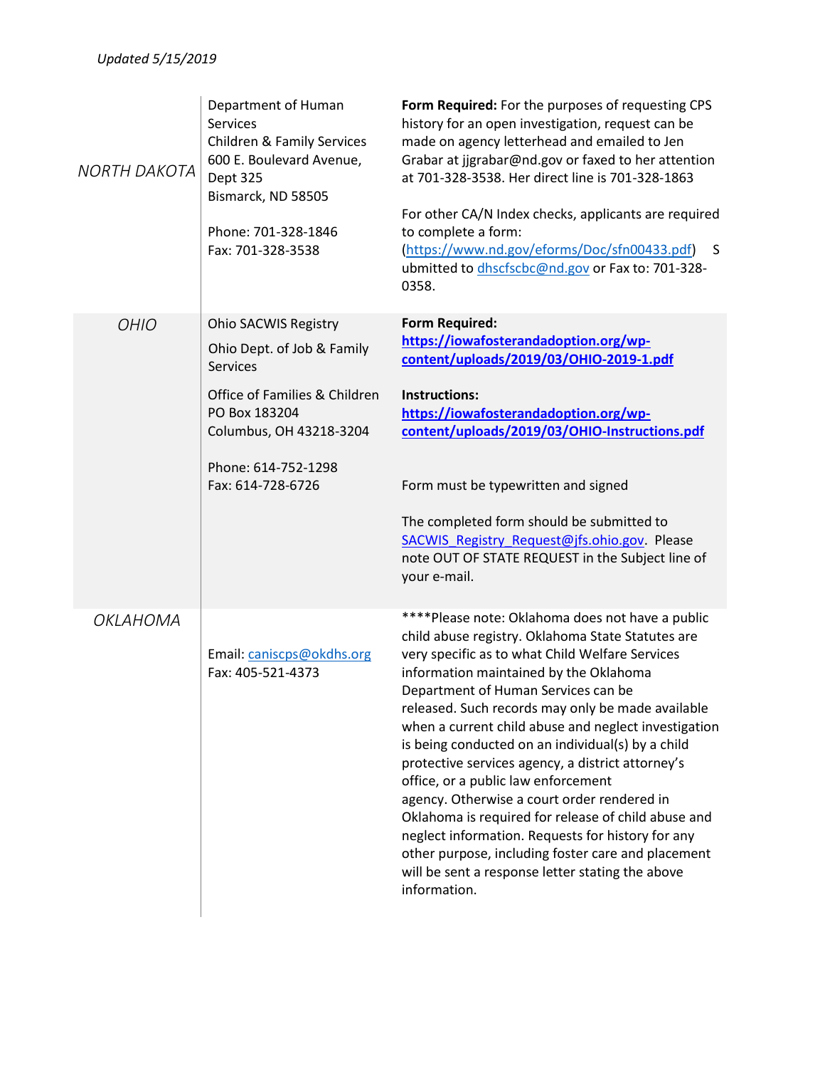Updated 5/15/2019

| | | |
|---|---|---|
| NORTH DAKOTA | Department of Human Services<br>Children & Family Services<br>600 E. Boulevard Avenue, Dept 325<br>Bismarck, ND 58505<br><br>Phone: 701-328-1846<br>Fax: 701-328-3538 | **Form Required:** For the purposes of requesting CPS history for an open investigation, request can be made on agency letterhead and emailed to Jen Grabar at jjgrabar@nd.gov or faxed to her attention at 701-328-3538. Her direct line is 701-328-1863<br><br>For other CA/N Index checks, applicants are required to complete a form: (https://www.nd.gov/eforms/Doc/sfn00433.pdf) Submitted to dhscfscbc@nd.gov or Fax to: 701-328-0358. |
| OHIO | Ohio SACWIS Registry<br>Ohio Dept. of Job & Family Services<br>Office of Families & Children<br>PO Box 183204<br>Columbus, OH 43218-3204<br><br>Phone: 614-752-1298<br>Fax: 614-728-6726 | **Form Required:** **https://iowafosterandadoption.org/wp-content/uploads/2019/03/OHIO-2019-1.pdf**<br><br>**Instructions:** **https://iowafosterandadoption.org/wp-content/uploads/2019/03/OHIO-Instructions.pdf**<br><br>Form must be typewritten and signed<br><br>The completed form should be submitted to SACWIS_Registry_Request@jfs.ohio.gov. Please note OUT OF STATE REQUEST in the Subject line of your e-mail. |
| OKLAHOMA | Email: caniscps@okdhs.org<br>Fax: 405-521-4373 | ****Please note: Oklahoma does not have a public child abuse registry. Oklahoma State Statutes are very specific as to what Child Welfare Services information maintained by the Oklahoma Department of Human Services can be released. Such records may only be made available when a current child abuse and neglect investigation is being conducted on an individual(s) by a child protective services agency, a district attorney's office, or a public law enforcement agency. Otherwise a court order rendered in Oklahoma is required for release of child abuse and neglect information. Requests for history for any other purpose, including foster care and placement will be sent a response letter stating the above information. |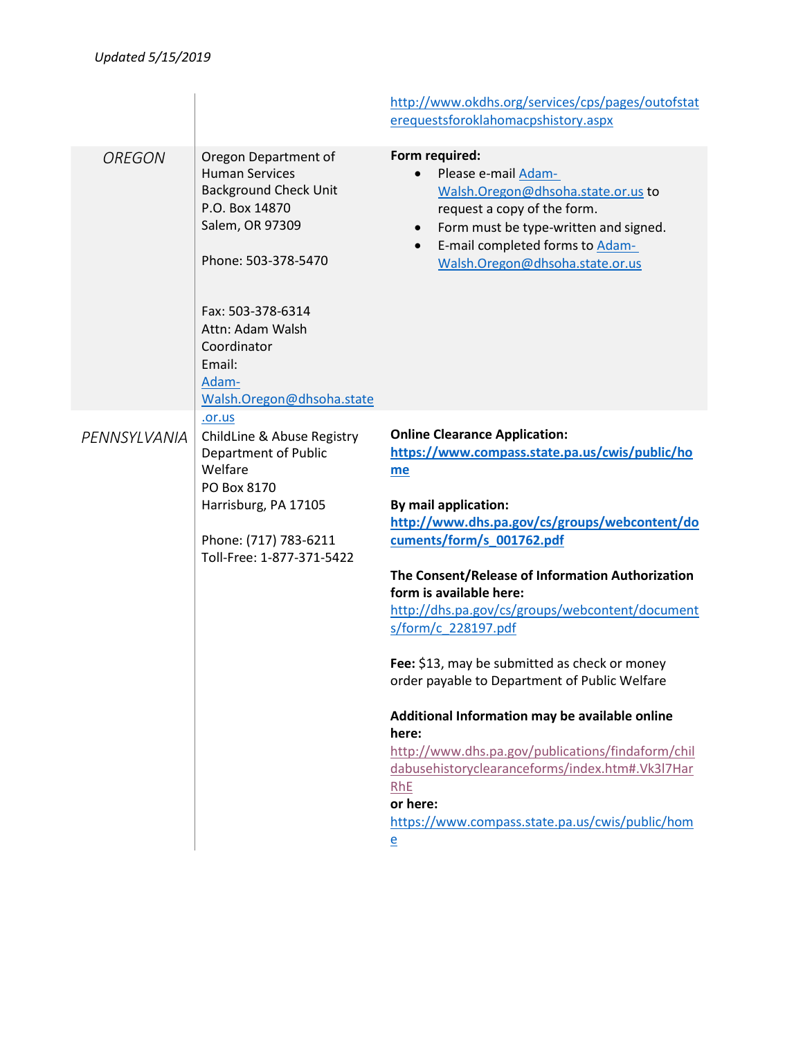Updated 5/15/2019

| | | |
|---|---|---|
| | | http://www.okdhs.org/services/cps/pages/outofstaterequestsforoklahomacpshistory.aspx |
| *OREGON* | Oregon Department of Human Services<br>Background Check Unit<br>P.O. Box 14870<br>Salem, OR 97309<br><br>Phone: 503-378-5470<br><br>Fax: 503-378-6314<br>Attn: Adam Walsh Coordinator<br>Email:<br>Adam-Walsh.Oregon@dhsoha.state.or.us | **Form required:**<br>• Please e-mail Adam-Walsh.Oregon@dhsoha.state.or.us to request a copy of the form.<br>• Form must be type-written and signed.<br>• E-mail completed forms to Adam-Walsh.Oregon@dhsoha.state.or.us |
| *PENNSYLVANIA* | ChildLine & Abuse Registry<br>Department of Public Welfare<br>PO Box 8170<br>Harrisburg, PA 17105<br><br>Phone: (717) 783-6211<br>Toll-Free: 1-877-371-5422 | **Online Clearance Application:**<br>**https://www.compass.state.pa.us/cwis/public/home**<br><br>**By mail application:**<br>**http://www.dhs.pa.gov/cs/groups/webcontent/documents/form/s_001762.pdf**<br><br>**The Consent/Release of Information Authorization form is available here:**<br>http://dhs.pa.gov/cs/groups/webcontent/documents/form/c_228197.pdf<br><br>**Fee:** $13, may be submitted as check or money order payable to Department of Public Welfare<br><br>**Additional Information may be available online here:**<br>http://www.dhs.pa.gov/publications/findaform/childabusehistoryclearanceforms/index.htm#.Vk3l7HarRhE<br>**or here:**<br>https://www.compass.state.pa.us/cwis/public/home |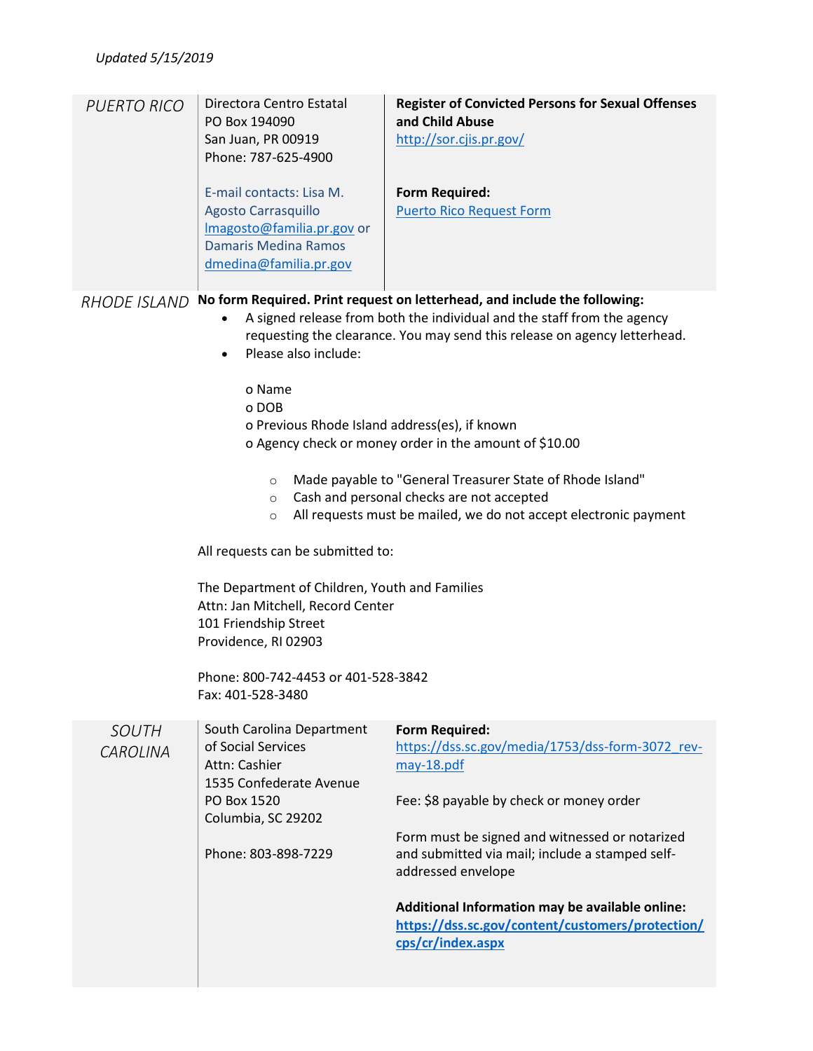*Updated 5/15/2019*

| | | |
|---|---|---|
| *PUERTO RICO* | Directora Centro Estatal<br>PO Box 194090<br>San Juan, PR 00919<br>Phone: 787-625-4900<br><br>E-mail contacts: Lisa M. Agosto Carrasquillo lmagosto@familia.pr.gov or Damaris Medina Ramos dmedina@familia.pr.gov | **Register of Convicted Persons for Sexual Offenses and Child Abuse**<br>http://sor.cjis.pr.gov/<br><br>**Form Required:**<br>Puerto Rico Request Form |

*RHODE ISLAND*

**No form Required. Print request on letterhead, and include the following:**

- A signed release from both the individual and the staff from the agency requesting the clearance. You may send this release on agency letterhead.
- Please also include:
  - Name
  - DOB
  - Previous Rhode Island address(es), if known
  - Agency check or money order in the amount of $10.00
    - Made payable to "General Treasurer State of Rhode Island"
    - Cash and personal checks are not accepted
    - All requests must be mailed, we do not accept electronic payment

All requests can be submitted to:

The Department of Children, Youth and Families
Attn: Jan Mitchell, Record Center
101 Friendship Street
Providence, RI 02903

Phone: 800-742-4453 or 401-528-3842
Fax: 401-528-3480

| | | |
|---|---|---|
| *SOUTH CAROLINA* | South Carolina Department of Social Services<br>Attn: Cashier<br>1535 Confederate Avenue<br>PO Box 1520<br>Columbia, SC 29202<br><br>Phone: 803-898-7229 | **Form Required:**<br>https://dss.sc.gov/media/1753/dss-form-3072_rev-may-18.pdf<br><br>Fee: $8 payable by check or money order<br><br>Form must be signed and witnessed or notarized and submitted via mail; include a stamped self-addressed envelope<br><br>**Additional Information may be available online:**<br>**https://dss.sc.gov/content/customers/protection/cps/cr/index.aspx** |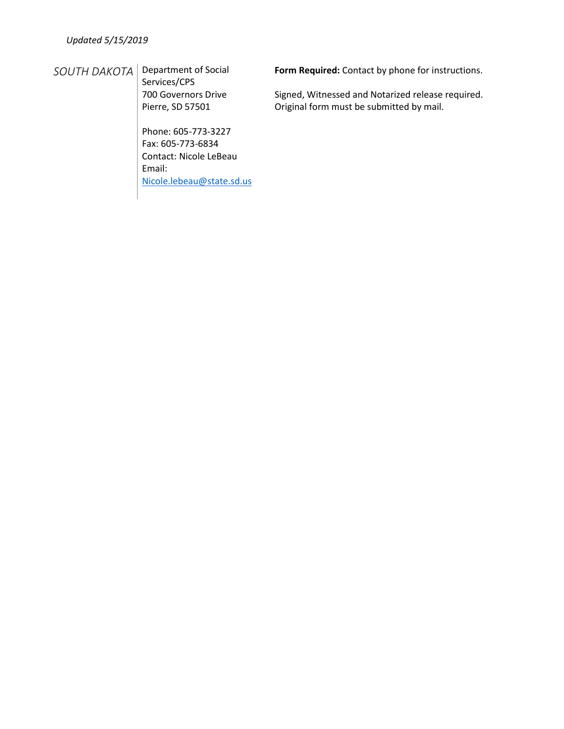*Updated 5/15/2019*

| | | |
|---|---|---|
| *SOUTH DAKOTA* | Department of Social Services/CPS<br>700 Governors Drive<br>Pierre, SD 57501<br><br>Phone: 605-773-3227<br>Fax: 605-773-6834<br>Contact: Nicole LeBeau<br>Email:<br>Nicole.lebeau@state.sd.us | **Form Required:** Contact by phone for instructions.<br><br>Signed, Witnessed and Notarized release required. Original form must be submitted by mail. |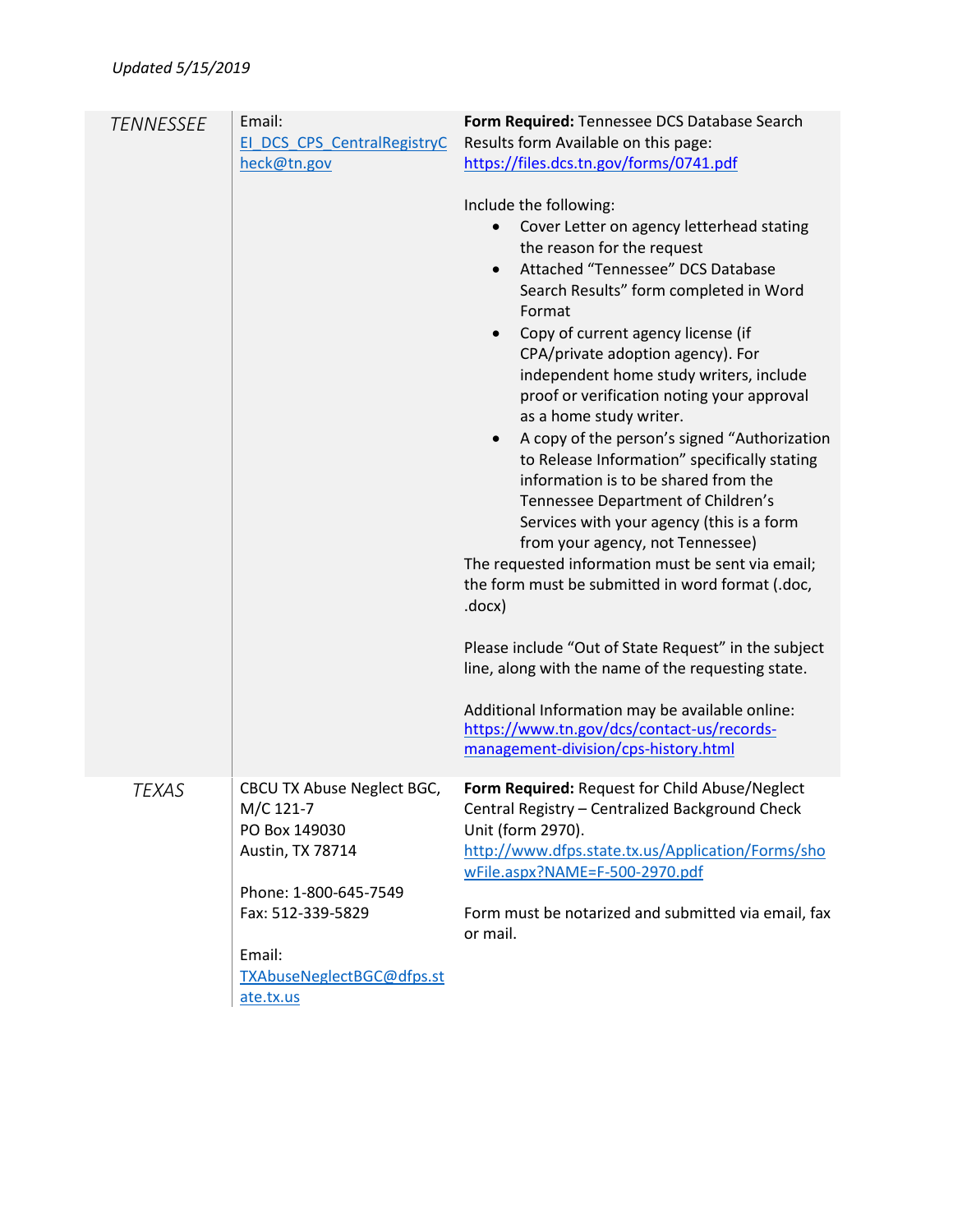Updated 5/15/2019

| | | |
|---|---|---|
| *TENNESSEE* | Email: EI_DCS_CPS_CentralRegistryCheck@tn.gov | **Form Required:** Tennessee DCS Database Search Results form Available on this page: https://files.dcs.tn.gov/forms/0741.pdf<br><br>Include the following:<br>• Cover Letter on agency letterhead stating the reason for the request<br>• Attached "Tennessee" DCS Database Search Results" form completed in Word Format<br>• Copy of current agency license (if CPA/private adoption agency). For independent home study writers, include proof or verification noting your approval as a home study writer.<br>• A copy of the person's signed "Authorization to Release Information" specifically stating information is to be shared from the Tennessee Department of Children's Services with your agency (this is a form from your agency, not Tennessee)<br><br>The requested information must be sent via email; the form must be submitted in word format (.doc, .docx)<br><br>Please include "Out of State Request" in the subject line, along with the name of the requesting state.<br><br>Additional Information may be available online: https://www.tn.gov/dcs/contact-us/records-management-division/cps-history.html |
| *TEXAS* | CBCU TX Abuse Neglect BGC, M/C 121-7<br>PO Box 149030<br>Austin, TX 78714<br><br>Phone: 1-800-645-7549<br>Fax: 512-339-5829<br><br>Email: TXAbuseNeglectBGC@dfps.state.tx.us | **Form Required:** Request for Child Abuse/Neglect Central Registry – Centralized Background Check Unit (form 2970).<br>http://www.dfps.state.tx.us/Application/Forms/showFile.aspx?NAME=F-500-2970.pdf<br><br>Form must be notarized and submitted via email, fax or mail. |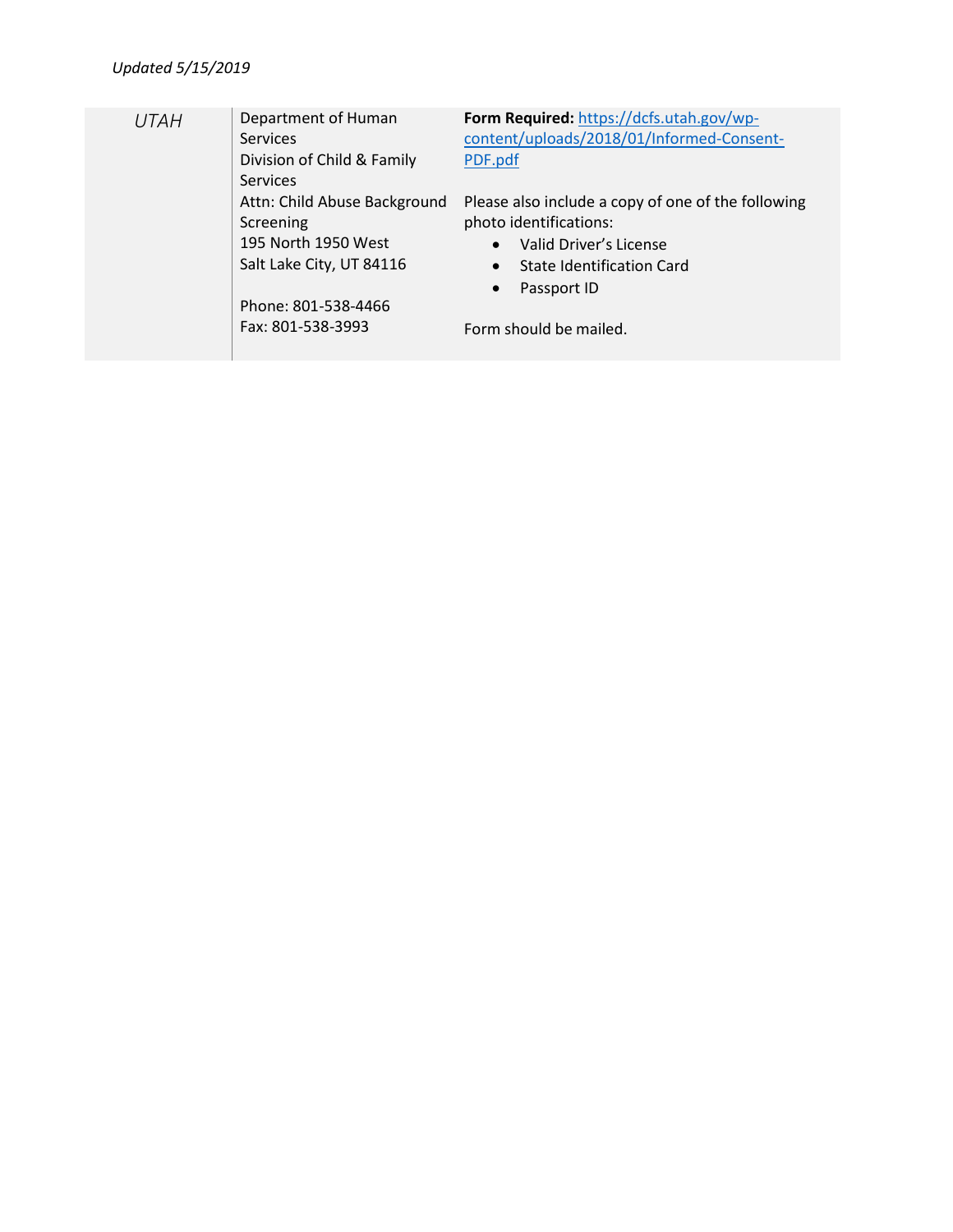*Updated 5/15/2019*

| | | |
|---|---|---|
| *UTAH* | Department of Human Services<br>Division of Child & Family Services<br>Attn: Child Abuse Background Screening<br>195 North 1950 West<br>Salt Lake City, UT 84116<br><br>Phone: 801-538-4466<br>Fax: 801-538-3993 | **Form Required:** [https://dcfs.utah.gov/wp-content/uploads/2018/01/Informed-Consent-PDF.pdf](https://dcfs.utah.gov/wp-content/uploads/2018/01/Informed-Consent-PDF.pdf)<br><br>Please also include a copy of one of the following photo identifications:<br>• Valid Driver's License<br>• State Identification Card<br>• Passport ID<br><br>Form should be mailed. |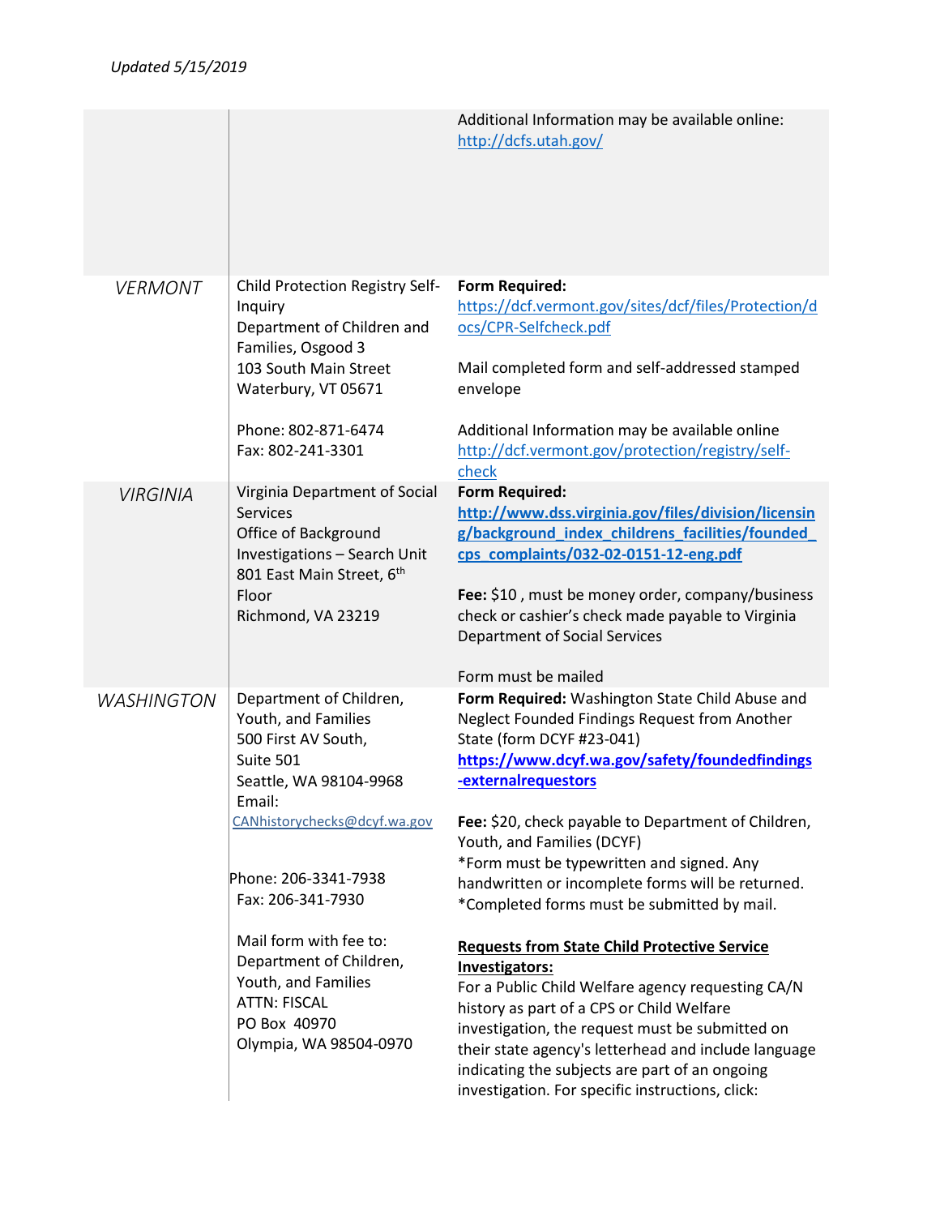*Updated 5/15/2019*

| | | |
|---|---|---|
| | | Additional Information may be available online: http://dcfs.utah.gov/ |
| *VERMONT* | Child Protection Registry Self-Inquiry<br>Department of Children and Families, Osgood 3<br>103 South Main Street<br>Waterbury, VT 05671<br><br>Phone: 802-871-6474<br>Fax: 802-241-3301 | **Form Required:** https://dcf.vermont.gov/sites/dcf/files/Protection/docs/CPR-Selfcheck.pdf<br><br>Mail completed form and self-addressed stamped envelope<br><br>Additional Information may be available online http://dcf.vermont.gov/protection/registry/self-check |
| *VIRGINIA* | Virginia Department of Social Services<br>Office of Background Investigations – Search Unit<br>801 East Main Street, 6th Floor<br>Richmond, VA 23219 | **Form Required:** **http://www.dss.virginia.gov/files/division/licensing/background_index_childrens_facilities/founded_cps_complaints/032-02-0151-12-eng.pdf**<br><br>**Fee:** $10 , must be money order, company/business check or cashier's check made payable to Virginia Department of Social Services<br><br>Form must be mailed |
| *WASHINGTON* | Department of Children, Youth, and Families<br>500 First AV South,<br>Suite 501<br>Seattle, WA 98104-9968<br>Email:<br>CANhistorychecks@dcyf.wa.gov<br><br>Phone: 206-3341-7938<br>Fax: 206-341-7930<br><br>Mail form with fee to:<br>Department of Children, Youth, and Families<br>ATTN: FISCAL<br>PO Box 40970<br>Olympia, WA 98504-0970 | **Form Required:** Washington State Child Abuse and Neglect Founded Findings Request from Another State (form DCYF #23-041)<br>**https://www.dcyf.wa.gov/safety/foundedfindings-externalrequestors**<br><br>**Fee:** $20, check payable to Department of Children, Youth, and Families (DCYF)<br>*Form must be typewritten and signed. Any handwritten or incomplete forms will be returned.<br>*Completed forms must be submitted by mail.<br><br>**Requests from State Child Protective Service Investigators:**<br>For a Public Child Welfare agency requesting CA/N history as part of a CPS or Child Welfare investigation, the request must be submitted on their state agency's letterhead and include language indicating the subjects are part of an ongoing investigation. For specific instructions, click: |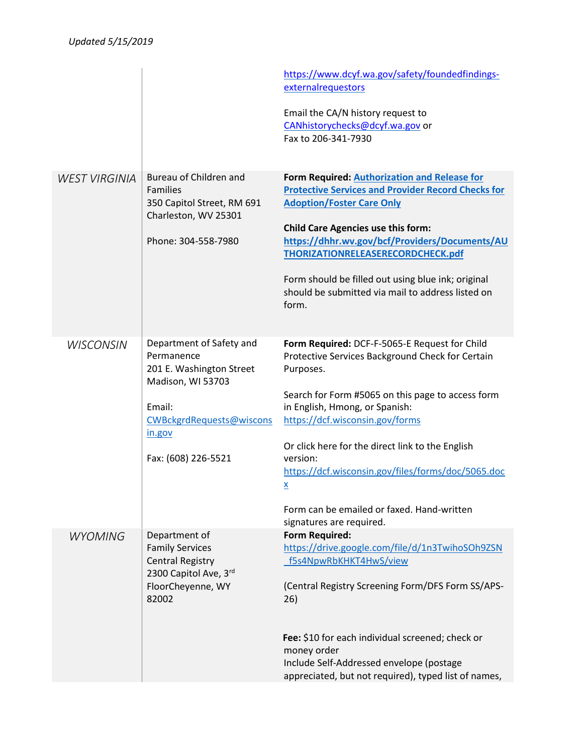Updated 5/15/2019

| | | |
|---|---|---|
| | | https://www.dcyf.wa.gov/safety/foundedfindings-externalrequestors<br><br>Email the CA/N history request to CANhistorychecks@dcyf.wa.gov or Fax to 206-341-7930 |
| *WEST VIRGINIA* | Bureau of Children and Families<br>350 Capitol Street, RM 691<br>Charleston, WV 25301<br><br>Phone: 304-558-7980 | **Form Required: Authorization and Release for Protective Services and Provider Record Checks for Adoption/Foster Care Only**<br><br>**Child Care Agencies use this form: https://dhhr.wv.gov/bcf/Providers/Documents/AUTHORIZATIONRELEASERECORDCHECK.pdf**<br><br>Form should be filled out using blue ink; original should be submitted via mail to address listed on form. |
| *WISCONSIN* | Department of Safety and Permanence<br>201 E. Washington Street<br>Madison, WI 53703<br><br>Email: CWBckgrdRequests@wisconsin.gov<br><br>Fax: (608) 226-5521 | **Form Required:** DCF-F-5065-E Request for Child Protective Services Background Check for Certain Purposes.<br><br>Search for Form #5065 on this page to access form in English, Hmong, or Spanish: https://dcf.wisconsin.gov/forms<br><br>Or click here for the direct link to the English version: https://dcf.wisconsin.gov/files/forms/doc/5065.docx<br><br>Form can be emailed or faxed. Hand-written signatures are required. |
| *WYOMING* | Department of Family Services<br>Central Registry<br>2300 Capitol Ave, 3rd FloorCheyenne, WY 82002 | **Form Required:** https://drive.google.com/file/d/1n3TwihoSOh9ZSN_f5s4NpwRbKHKT4HwS/view<br><br>(Central Registry Screening Form/DFS Form SS/APS-26)<br><br>**Fee:** $10 for each individual screened; check or money order<br>Include Self-Addressed envelope (postage appreciated, but not required), typed list of names, |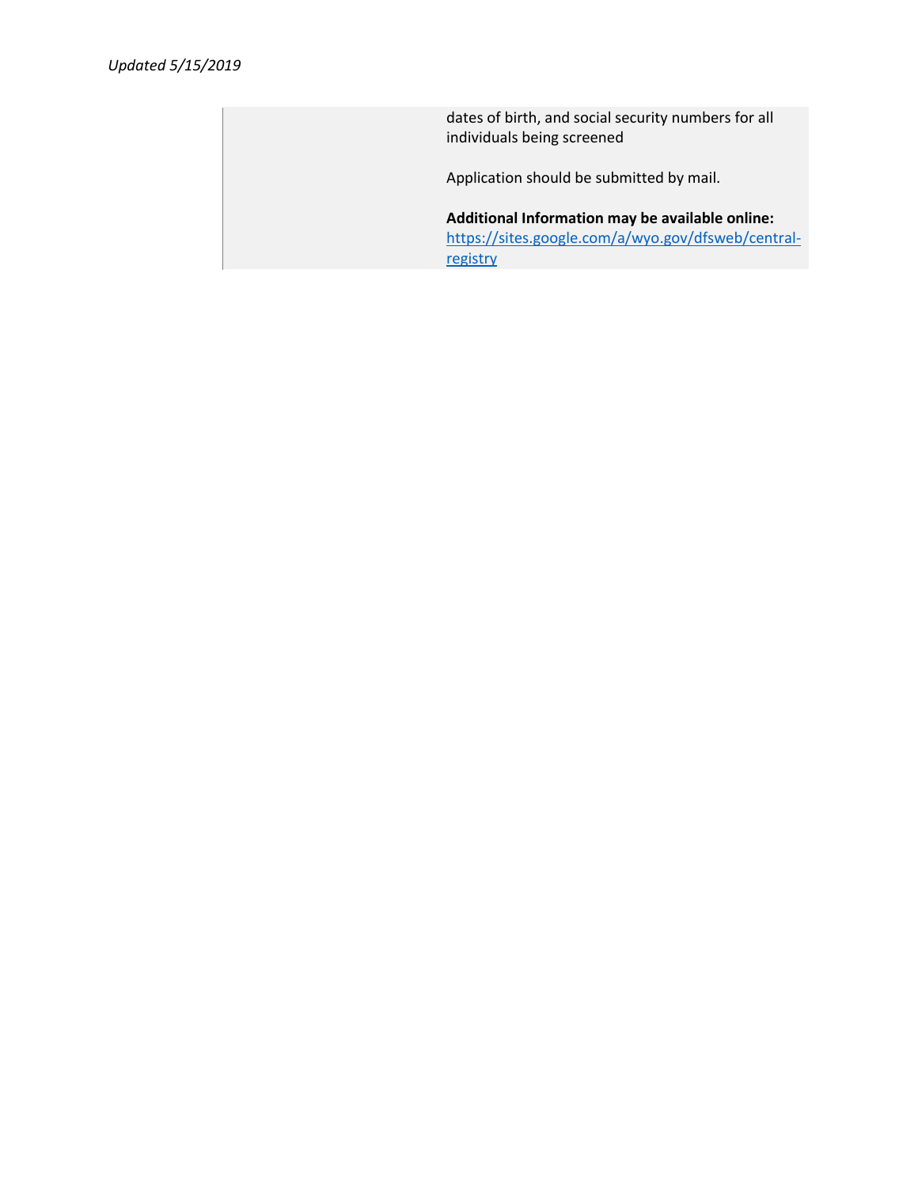| | |
|---|---|
| | dates of birth, and social security numbers for all individuals being screened<br><br>Application should be submitted by mail.<br><br>**Additional Information may be available online:** [https://sites.google.com/a/wyo.gov/dfsweb/central-registry](https://sites.google.com/a/wyo.gov/dfsweb/central-registry) |